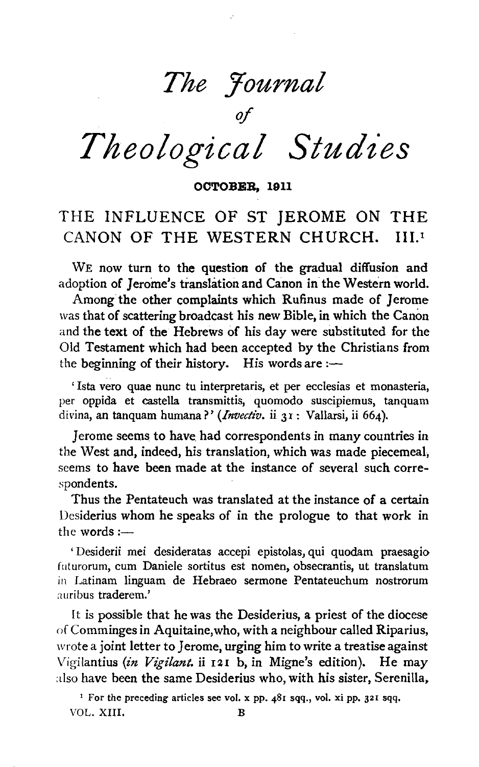# *The Journal of Theological Studies*

**OCTOBER, 1911**

## THE INFLUENCE OF ST JEROME ON THE CANON OF THE WESTERN CHURCH. III.[1]

WE now turn to the question of the gradual diffusion and adoption of Jerome's translation and Canon in the Western world.

Among the other complaints which Rufinus made of Jerome was that of scattering broadcast his new Bible, in which the Canon and the text of the Hebrews of his day were substituted for the Old Testament which had been accepted by the Christians from the beginning of their history. His words are :—

'Ista vero quae nunc tu interpretaris, et per ecclesias et monasteria, per oppida et castella transmittis, quomodo suscipiemus, tanquam divina, an tanquam humana?' (*Invectiv.* ii 31 : Vallarsi, ii 664).

Jerome seems to have had correspondents in many countries in the West and, indeed, his translation, which was made piecemeal, seems to have been made at the instance of several such correspondents.

Thus the Pentateuch was translated at the instance of a certain Desiderius whom he speaks of in the prologue to that work in the words :—

'Desiderii mei desideratas accepi epistolas, qui quodam praesagio futurorum, cum Daniele sortitus est nomen, obsecrantis, ut translatum in Latinam linguam de Hebraeo sermone Pentateuchum nostrorum auribus traderem.'

It is possible that he was the Desiderius, a priest of the diocese of Comminges in Aquitaine, who, with a neighbour called Riparius, wrote a joint letter to Jerome, urging him to write a treatise against Vigilantius (*in Vigilant.* ii 121 b, in Migne's edition). He may also have been the same Desiderius who, with his sister, Serenilla,

[1] For the preceding articles see vol. x pp. 481 sqq., vol. xi pp. 321 sqq.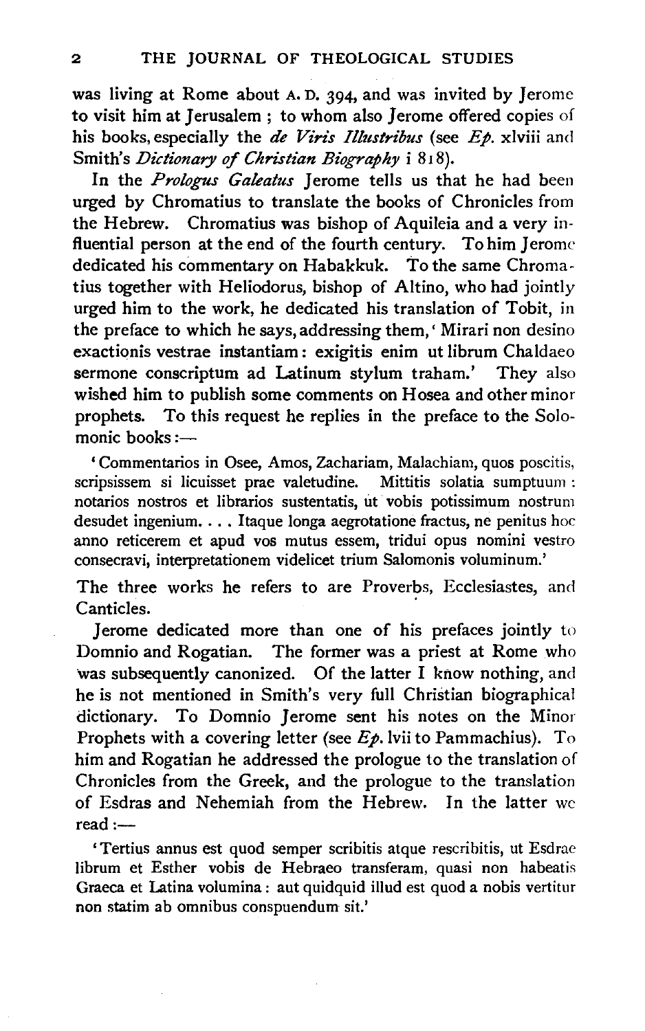was living at Rome about A.D. 394, and was invited by Jerome to visit him at Jerusalem; to whom also Jerome offered copies of his books, especially the *de Viris Illustribus* (see *Ep.* xlviii and Smith's *Dictionary of Christian Biography* i 818).

In the *Prologus Galeatus* Jerome tells us that he had been urged by Chromatius to translate the books of Chronicles from the Hebrew. Chromatius was bishop of Aquileia and a very influential person at the end of the fourth century. To him Jerome dedicated his commentary on Habakkuk. To the same Chromatius together with Heliodorus, bishop of Altino, who had jointly urged him to the work, he dedicated his translation of Tobit, in the preface to which he says, addressing them, 'Mirari non desino exactionis vestrae instantiam: exigitis enim ut librum Chaldaeo sermone conscriptum ad Latinum stylum traham.' They also wished him to publish some comments on Hosea and other minor prophets. To this request he replies in the preface to the Solomonic books:—

> 'Commentarios in Osee, Amos, Zachariam, Malachiam, quos poscitis, scripsissem si licuisset prae valetudine. Mittitis solatia sumptuum: notarios nostros et librarios sustentatis, ut vobis potissimum nostrum desudet ingenium. . . . Itaque longa aegrotatione fractus, ne penitus hoc anno reticerem et apud vos mutus essem, tridui opus nomini vestro consecravi, interpretationem videlicet trium Salomonis voluminum.'

The three works he refers to are Proverbs, Ecclesiastes, and Canticles.

Jerome dedicated more than one of his prefaces jointly to Domnio and Rogatian. The former was a priest at Rome who was subsequently canonized. Of the latter I know nothing, and he is not mentioned in Smith's very full Christian biographical dictionary. To Domnio Jerome sent his notes on the Minor Prophets with a covering letter (see *Ep.* lvii to Pammachius). To him and Rogatian he addressed the prologue to the translation of Chronicles from the Greek, and the prologue to the translation of Esdras and Nehemiah from the Hebrew. In the latter we read:—

> 'Tertius annus est quod semper scribitis atque rescribitis, ut Esdrae librum et Esther vobis de Hebraeo transferam, quasi non habeatis Graeca et Latina volumina: aut quidquid illud est quod a nobis vertitur non statim ab omnibus conspuendum sit.'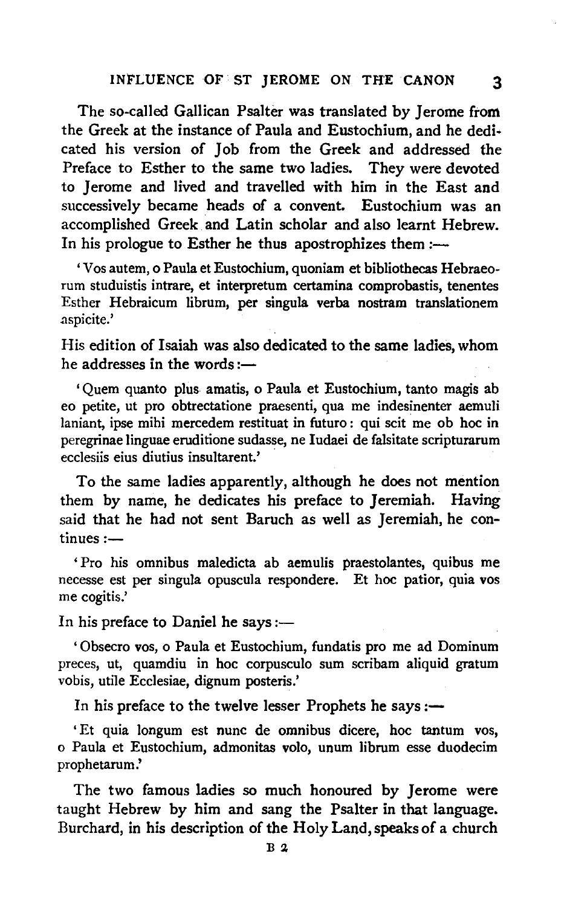The so-called Gallican Psalter was translated by Jerome from the Greek at the instance of Paula and Eustochium, and he dedicated his version of Job from the Greek and addressed the Preface to Esther to the same two ladies. They were devoted to Jerome and lived and travelled with him in the East and successively became heads of a convent. Eustochium was an accomplished Greek and Latin scholar and also learnt Hebrew. In his prologue to Esther he thus apostrophizes them :—

> 'Vos autem, o Paula et Eustochium, quoniam et bibliothecas Hebraeorum studuistis intrare, et interpretum certamina comprobastis, tenentes Esther Hebraicum librum, per singula verba nostram translationem aspicite.'

His edition of Isaiah was also dedicated to the same ladies, whom he addresses in the words :—

> 'Quem quanto plus amatis, o Paula et Eustochium, tanto magis ab eo petite, ut pro obtrectatione praesenti, qua me indesinenter aemuli laniant, ipse mihi mercedem restituat in futuro : qui scit me ob hoc in peregrinae linguae eruditione sudasse, ne Iudaei de falsitate scripturarum ecclesiis eius diutius insultarent.'

To the same ladies apparently, although he does not mention them by name, he dedicates his preface to Jeremiah. Having said that he had not sent Baruch as well as Jeremiah, he continues :—

> 'Pro his omnibus maledicta ab aemulis praestolantes, quibus me necesse est per singula opuscula respondere. Et hoc patior, quia vos me cogitis.'

In his preface to Daniel he says :—

> 'Obsecro vos, o Paula et Eustochium, fundatis pro me ad Dominum preces, ut, quamdiu in hoc corpusculo sum scribam aliquid gratum vobis, utile Ecclesiae, dignum posteris.'

In his preface to the twelve lesser Prophets he says :—

> 'Et quia longum est nunc de omnibus dicere, hoc tantum vos, o Paula et Eustochium, admonitas volo, unum librum esse duodecim prophetarum.'

The two famous ladies so much honoured by Jerome were taught Hebrew by him and sang the Psalter in that language. Burchard, in his description of the Holy Land, speaks of a church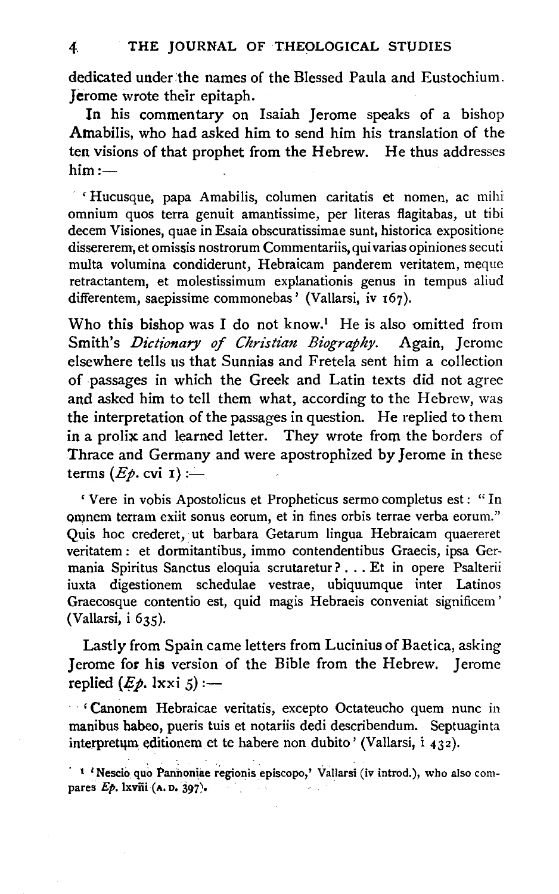dedicated under the names of the Blessed Paula and Eustochium. Jerome wrote their epitaph.

In his commentary on Isaiah Jerome speaks of a bishop Amabilis, who had asked him to send him his translation of the ten visions of that prophet from the Hebrew. He thus addresses him:—

> 'Hucusque, papa Amabilis, columen caritatis et nomen, ac mihi omnium quos terra genuit amantissime, per literas flagitabas, ut tibi decem Visiones, quae in Esaia obscuratissimae sunt, historica expositione dissererem, et omissis nostrorum Commentariis, qui varias opiniones secuti multa volumina condiderunt, Hebraicam panderem veritatem, meque retractantem, et molestissimum explanationis genus in tempus aliud differentem, saepissime commonebas' (Vallarsi, iv 167).

Who this bishop was I do not know.[1] He is also omitted from Smith's *Dictionary of Christian Biography*. Again, Jerome elsewhere tells us that Sunnias and Fretela sent him a collection of passages in which the Greek and Latin texts did not agree and asked him to tell them what, according to the Hebrew, was the interpretation of the passages in question. He replied to them in a prolix and learned letter. They wrote from the borders of Thrace and Germany and were apostrophized by Jerome in these terms (*Ep.* cvi 1):—

> 'Vere in vobis Apostolicus et Propheticus sermo completus est: "In omnem terram exiit sonus eorum, et in fines orbis terrae verba eorum." Quis hoc crederet, ut barbara Getarum lingua Hebraicam quaereret veritatem: et dormitantibus, immo contendentibus Graecis, ipsa Germania Spiritus Sanctus eloquia scrutaretur? . . . Et in opere Psalterii iuxta digestionem schedulae vestrae, ubiquumque inter Latinos Graecosque contentio est, quid magis Hebraeis conveniat significem' (Vallarsi, i 635).

Lastly from Spain came letters from Lucinius of Baetica, asking Jerome for his version of the Bible from the Hebrew. Jerome replied (*Ep.* lxxi 5):—

> 'Canonem Hebraicae veritatis, excepto Octateucho quem nunc in manibus habeo, pueris tuis et notariis dedi describendum. Septuaginta interpretum editionem et te habere non dubito' (Vallarsi, i 432).

[1] 'Nescio quo Pannoniae regionis episcopo,' Vallarsi (iv introd.), who also compares *Ep.* lxviii (A. D. 397).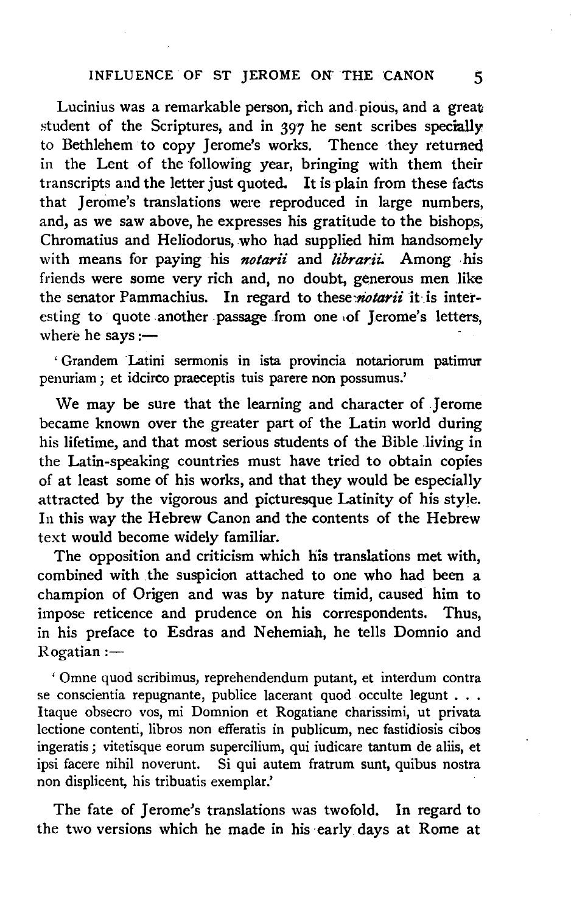Lucinius was a remarkable person, rich and pious, and a great student of the Scriptures, and in 397 he sent scribes specially to Bethlehem to copy Jerome's works. Thence they returned in the Lent of the following year, bringing with them their transcripts and the letter just quoted. It is plain from these facts that Jerome's translations were reproduced in large numbers, and, as we saw above, he expresses his gratitude to the bishops, Chromatius and Heliodorus, who had supplied him handsomely with means for paying his *notarii* and *librarii*. Among his friends were some very rich and, no doubt, generous men like the senator Pammachius. In regard to these *notarii* it is interesting to quote another passage from one of Jerome's letters, where he says:—

> 'Grandem Latini sermonis in ista provincia notariorum patimur penuriam; et idcirco praeceptis tuis parere non possumus.'

We may be sure that the learning and character of Jerome became known over the greater part of the Latin world during his lifetime, and that most serious students of the Bible living in the Latin-speaking countries must have tried to obtain copies of at least some of his works, and that they would be especially attracted by the vigorous and picturesque Latinity of his style. In this way the Hebrew Canon and the contents of the Hebrew text would become widely familiar.

The opposition and criticism which his translations met with, combined with the suspicion attached to one who had been a champion of Origen and was by nature timid, caused him to impose reticence and prudence on his correspondents. Thus, in his preface to Esdras and Nehemiah, he tells Domnio and Rogatian:—

> 'Omne quod scribimus, reprehendendum putant, et interdum contra se conscientia repugnante, publice lacerant quod occulte legunt . . . Itaque obsecro vos, mi Domnion et Rogatiane charissimi, ut privata lectione contenti, libros non efferatis in publicum, nec fastidiosis cibos ingeratis; vitetisque eorum supercilium, qui iudicare tantum de aliis, et ipsi facere nihil noverunt. Si qui autem fratrum sunt, quibus nostra non displicent, his tribuatis exemplar.'

The fate of Jerome's translations was twofold. In regard to the two versions which he made in his early days at Rome at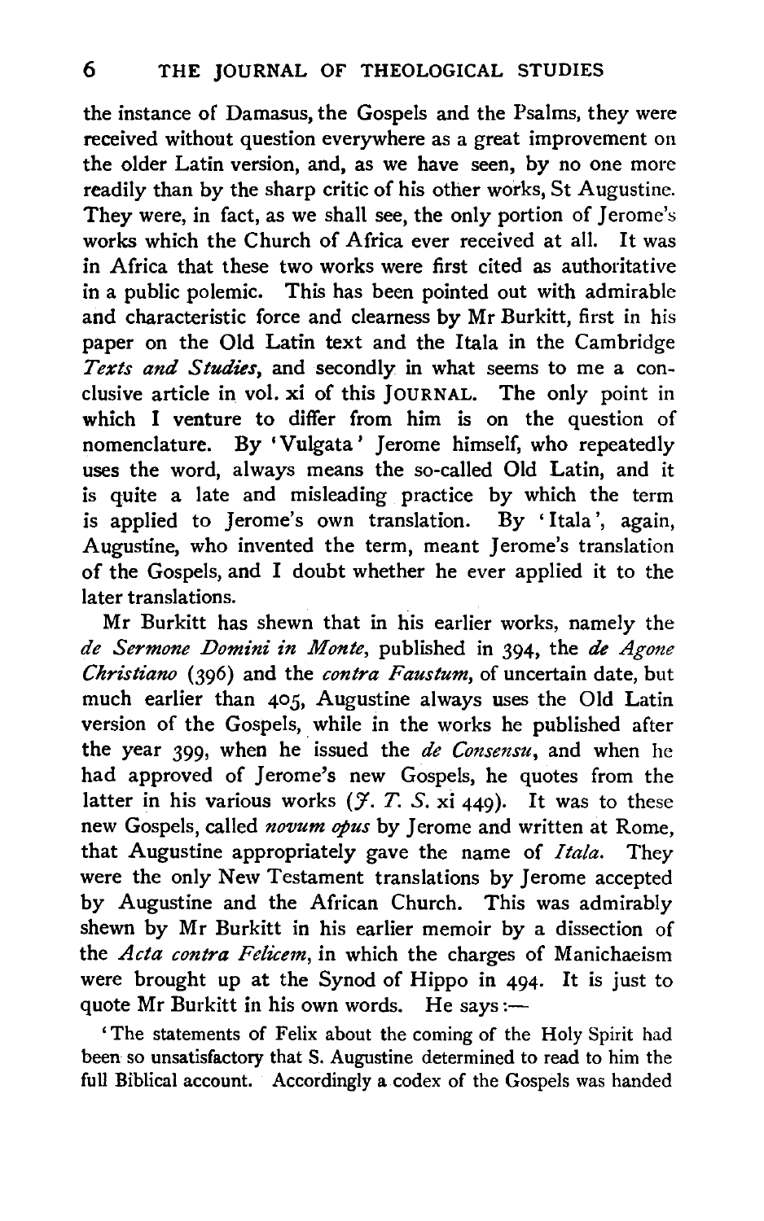the instance of Damasus, the Gospels and the Psalms, they were received without question everywhere as a great improvement on the older Latin version, and, as we have seen, by no one more readily than by the sharp critic of his other works, St Augustine. They were, in fact, as we shall see, the only portion of Jerome's works which the Church of Africa ever received at all. It was in Africa that these two works were first cited as authoritative in a public polemic. This has been pointed out with admirable and characteristic force and clearness by Mr Burkitt, first in his paper on the Old Latin text and the Itala in the Cambridge *Texts and Studies*, and secondly in what seems to me a conclusive article in vol. xi of this JOURNAL. The only point in which I venture to differ from him is on the question of nomenclature. By 'Vulgata' Jerome himself, who repeatedly uses the word, always means the so-called Old Latin, and it is quite a late and misleading practice by which the term is applied to Jerome's own translation. By 'Itala', again, Augustine, who invented the term, meant Jerome's translation of the Gospels, and I doubt whether he ever applied it to the later translations.

Mr Burkitt has shewn that in his earlier works, namely the *de Sermone Domini in Monte*, published in 394, the *de Agone Christiano* (396) and the *contra Faustum*, of uncertain date, but much earlier than 405, Augustine always uses the Old Latin version of the Gospels, while in the works he published after the year 399, when he issued the *de Consensu*, and when he had approved of Jerome's new Gospels, he quotes from the latter in his various works (*J. T. S.* xi 449). It was to these new Gospels, called *novum opus* by Jerome and written at Rome, that Augustine appropriately gave the name of *Itala*. They were the only New Testament translations by Jerome accepted by Augustine and the African Church. This was admirably shewn by Mr Burkitt in his earlier memoir by a dissection of the *Acta contra Felicem*, in which the charges of Manichaeism were brought up at the Synod of Hippo in 494. It is just to quote Mr Burkitt in his own words. He says:—

'The statements of Felix about the coming of the Holy Spirit had been so unsatisfactory that S. Augustine determined to read to him the full Biblical account. Accordingly a codex of the Gospels was handed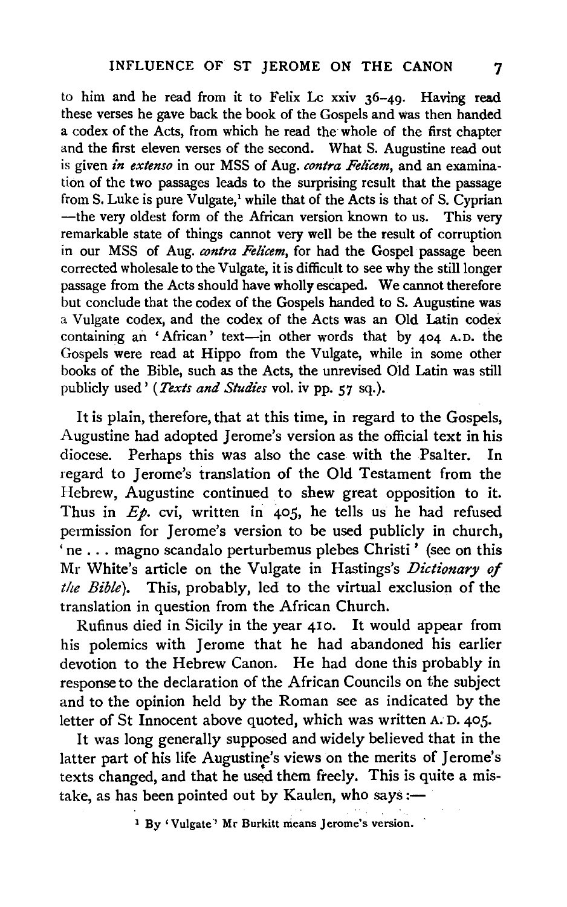to him and he read from it to Felix Lc xxiv 36–49. Having read these verses he gave back the book of the Gospels and was then handed a codex of the Acts, from which he read the whole of the first chapter and the first eleven verses of the second. What S. Augustine read out is given *in extenso* in our MSS of Aug. *contra Felicem*, and an examination of the two passages leads to the surprising result that the passage from S. Luke is pure Vulgate,[1] while that of the Acts is that of S. Cyprian —the very oldest form of the African version known to us. This very remarkable state of things cannot very well be the result of corruption in our MSS of Aug. *contra Felicem*, for had the Gospel passage been corrected wholesale to the Vulgate, it is difficult to see why the still longer passage from the Acts should have wholly escaped. We cannot therefore but conclude that the codex of the Gospels handed to S. Augustine was a Vulgate codex, and the codex of the Acts was an Old Latin codex containing an 'African' text—in other words that by 404 A.D. the Gospels were read at Hippo from the Vulgate, while in some other books of the Bible, such as the Acts, the unrevised Old Latin was still publicly used' (*Texts and Studies* vol. iv pp. 57 sq.).

It is plain, therefore, that at this time, in regard to the Gospels, Augustine had adopted Jerome's version as the official text in his diocese. Perhaps this was also the case with the Psalter. In regard to Jerome's translation of the Old Testament from the Hebrew, Augustine continued to shew great opposition to it. Thus in *Ep.* cvi, written in 405, he tells us he had refused permission for Jerome's version to be used publicly in church, 'ne . . . magno scandalo perturbemus plebes Christi' (see on this Mr White's article on the Vulgate in Hastings's *Dictionary of the Bible*). This, probably, led to the virtual exclusion of the translation in question from the African Church.

Rufinus died in Sicily in the year 410. It would appear from his polemics with Jerome that he had abandoned his earlier devotion to the Hebrew Canon. He had done this probably in response to the declaration of the African Councils on the subject and to the opinion held by the Roman see as indicated by the letter of St Innocent above quoted, which was written A.D. 405.

It was long generally supposed and widely believed that in the latter part of his life Augustine's views on the merits of Jerome's texts changed, and that he used them freely. This is quite a mistake, as has been pointed out by Kaulen, who says:—

[1] By 'Vulgate' Mr Burkitt means Jerome's version.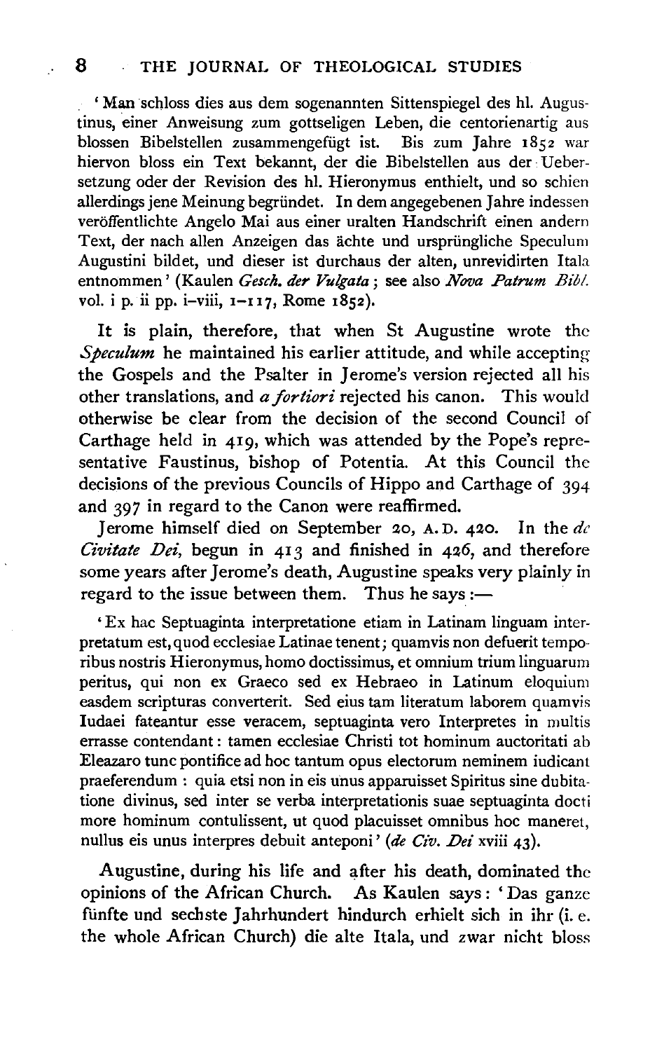'Man schloss dies aus dem sogenannten Sittenspiegel des hl. Augustinus, einer Anweisung zum gottseligen Leben, die centorienartig aus blossen Bibelstellen zusammengefügt ist. Bis zum Jahre 1852 war hiervon bloss ein Text bekannt, der die Bibelstellen aus der Uebersetzung oder der Revision des hl. Hieronymus enthielt, und so schien allerdings jene Meinung begründet. In dem angegebenen Jahre indessen veröffentlichte Angelo Mai aus einer uralten Handschrift einen andern Text, der nach allen Anzeigen das ächte und ursprüngliche Speculum Augustini bildet, und dieser ist durchaus der alten, unrevidirten Itala entnommen' (Kaulen *Gesch. der Vulgata*; see also *Nova Patrum Bibl.* vol. i p. ii pp. i–viii, 1–117, Rome 1852).

It is plain, therefore, that when St Augustine wrote the *Speculum* he maintained his earlier attitude, and while accepting the Gospels and the Psalter in Jerome's version rejected all his other translations, and *a fortiori* rejected his canon. This would otherwise be clear from the decision of the second Council of Carthage held in 419, which was attended by the Pope's representative Faustinus, bishop of Potentia. At this Council the decisions of the previous Councils of Hippo and Carthage of 394 and 397 in regard to the Canon were reaffirmed.

Jerome himself died on September 20, A.D. 420. In the *de Civitate Dei*, begun in 413 and finished in 426, and therefore some years after Jerome's death, Augustine speaks very plainly in regard to the issue between them. Thus he says:—

'Ex hac Septuaginta interpretatione etiam in Latinam linguam interpretatum est, quod ecclesiae Latinae tenent; quamvis non defuerit temporibus nostris Hieronymus, homo doctissimus, et omnium trium linguarum peritus, qui non ex Graeco sed ex Hebraeo in Latinum eloquium easdem scripturas converterit. Sed eius tam literatum laborem quamvis Iudaei fateantur esse veracem, septuaginta vero Interpretes in multis errasse contendant: tamen ecclesiae Christi tot hominum auctoritati ab Eleazaro tunc pontifice ad hoc tantum opus electorum neminem iudicant praeferendum: quia etsi non in eis unus apparuisset Spiritus sine dubitatione divinus, sed inter se verba interpretationis suae septuaginta docti more hominum contulissent, ut quod placuisset omnibus hoc maneret, nullus eis unus interpres debuit anteponi' (*de Civ. Dei* xviii 43).

Augustine, during his life and after his death, dominated the opinions of the African Church. As Kaulen says: 'Das ganze fünfte und sechste Jahrhundert hindurch erhielt sich in ihr (i.e. the whole African Church) die alte Itala, und zwar nicht bloss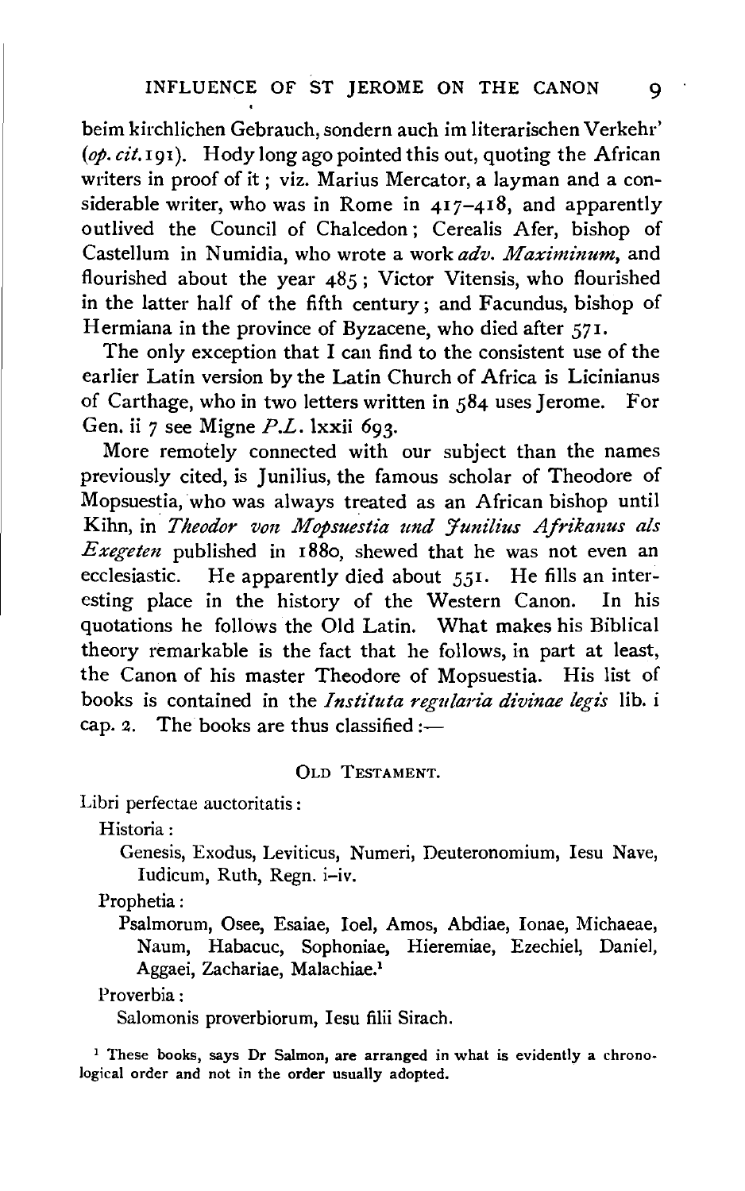beim kirchlichen Gebrauch, sondern auch im literarischen Verkehr' (*op. cit.* 191). Hody long ago pointed this out, quoting the African writers in proof of it; viz. Marius Mercator, a layman and a considerable writer, who was in Rome in 417–418, and apparently outlived the Council of Chalcedon; Cerealis Afer, bishop of Castellum in Numidia, who wrote a work *adv. Maximinum*, and flourished about the year 485; Victor Vitensis, who flourished in the latter half of the fifth century; and Facundus, bishop of Hermiana in the province of Byzacene, who died after 571.

The only exception that I can find to the consistent use of the earlier Latin version by the Latin Church of Africa is Licinianus of Carthage, who in two letters written in 584 uses Jerome. For Gen. ii 7 see Migne *P.L.* lxxii 693.

More remotely connected with our subject than the names previously cited, is Junilius, the famous scholar of Theodore of Mopsuestia, who was always treated as an African bishop until Kihn, in *Theodor von Mopsuestia und Junilius Afrikanus als Exegeten* published in 1880, shewed that he was not even an ecclesiastic. He apparently died about 551. He fills an interesting place in the history of the Western Canon. In his quotations he follows the Old Latin. What makes his Biblical theory remarkable is the fact that he follows, in part at least, the Canon of his master Theodore of Mopsuestia. His list of books is contained in the *Instituta regularia divinae legis* lib. i cap. 2. The books are thus classified:—

### Old Testament.

Libri perfectae auctoritatis:

Historia:

Genesis, Exodus, Leviticus, Numeri, Deuteronomium, Iesu Nave, Iudicum, Ruth, Regn. i–iv.

Prophetia:

Psalmorum, Osee, Esaiae, Ioel, Amos, Abdiae, Ionae, Michaeae, Naum, Habacuc, Sophoniae, Hieremiae, Ezechiel, Daniel, Aggaei, Zachariae, Malachiae.[1]

Proverbia:

Salomonis proverbiorum, Iesu filii Sirach.

[1] These books, says Dr Salmon, are arranged in what is evidently a chronological order and not in the order usually adopted.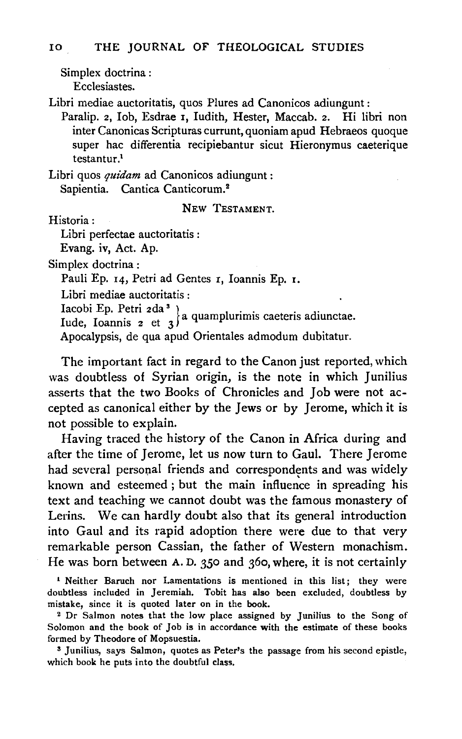Simplex doctrina :
  Ecclesiastes.

Libri mediae auctoritatis, quos Plures ad Canonicos adiungunt :
  Paralip. 2, Iob, Esdrae 1, Iudith, Hester, Maccab. 2. Hi libri non inter Canonicas Scripturas currunt, quoniam apud Hebraeos quoque super hac differentia recipiebantur sicut Hieronymus caeterique testantur.[1]

Libri quos *quidam* ad Canonicos adiungunt :
  Sapientia. Cantica Canticorum.[2]

NEW TESTAMENT.

Historia :
  Libri perfectae auctoritatis :
  Evang. iv, Act. Ap.

Simplex doctrina :
  Pauli Ep. 14, Petri ad Gentes 1, Ioannis Ep. 1.
  Libri mediae auctoritatis :
  Iacobi Ep. Petri 2da[3], Iude, Ioannis 2 et 3 } a quamplurimis caeteris adiunctae.
  Apocalypsis, de qua apud Orientales admodum dubitatur.

The important fact in regard to the Canon just reported, which was doubtless of Syrian origin, is the note in which Junilius asserts that the two Books of Chronicles and Job were not accepted as canonical either by the Jews or by Jerome, which it is not possible to explain.

Having traced the history of the Canon in Africa during and after the time of Jerome, let us now turn to Gaul. There Jerome had several personal friends and correspondents and was widely known and esteemed ; but the main influence in spreading his text and teaching we cannot doubt was the famous monastery of Lerins. We can hardly doubt also that its general introduction into Gaul and its rapid adoption there were due to that very remarkable person Cassian, the father of Western monachism. He was born between A. D. 350 and 360, where, it is not certainly

[1] Neither Baruch nor Lamentations is mentioned in this list; they were doubtless included in Jeremiah. Tobit has also been excluded, doubtless by mistake, since it is quoted later on in the book.

[2] Dr Salmon notes that the low place assigned by Junilius to the Song of Solomon and the book of Job is in accordance with the estimate of these books formed by Theodore of Mopsuestia.

[3] Junilius, says Salmon, quotes as Peter's the passage from his second epistle, which book he puts into the doubtful class.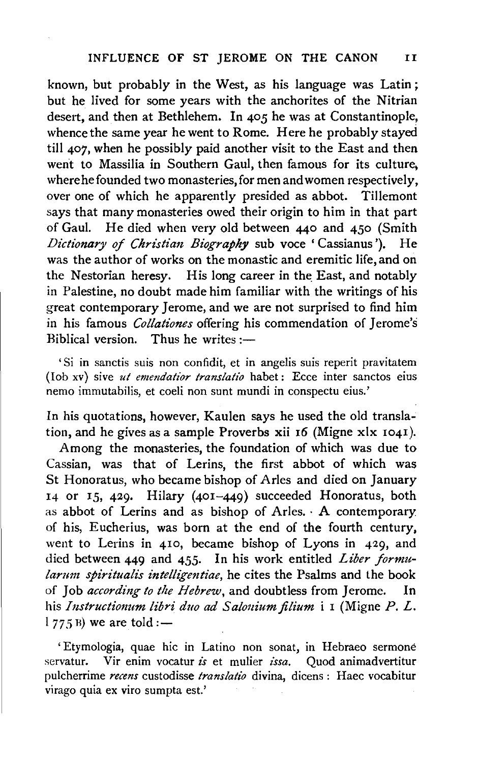known, but probably in the West, as his language was Latin; but he lived for some years with the anchorites of the Nitrian desert, and then at Bethlehem. In 405 he was at Constantinople, whence the same year he went to Rome. Here he probably stayed till 407, when he possibly paid another visit to the East and then went to Massilia in Southern Gaul, then famous for its culture, where he founded two monasteries, for men and women respectively, over one of which he apparently presided as abbot. Tillemont says that many monasteries owed their origin to him in that part of Gaul. He died when very old between 440 and 450 (Smith *Dictionary of Christian Biography* sub voce 'Cassianus'). He was the author of works on the monastic and eremitic life, and on the Nestorian heresy. His long career in the East, and notably in Palestine, no doubt made him familiar with the writings of his great contemporary Jerome, and we are not surprised to find him in his famous *Collationes* offering his commendation of Jerome's Biblical version. Thus he writes:—

> 'Si in sanctis suis non confidit, et in angelis suis reperit pravitatem (Iob xv) sive *ut emendatior translatio* habet: Ecce inter sanctos eius nemo immutabilis, et coeli non sunt mundi in conspectu eius.'

In his quotations, however, Kaulen says he used the old translation, and he gives as a sample Proverbs xii 16 (Migne xlx 1041).

Among the monasteries, the foundation of which was due to Cassian, was that of Lerins, the first abbot of which was St Honoratus, who became bishop of Arles and died on January 14 or 15, 429. Hilary (401–449) succeeded Honoratus, both as abbot of Lerins and as bishop of Arles. A contemporary of his, Eucherius, was born at the end of the fourth century, went to Lerins in 410, became bishop of Lyons in 429, and died between 449 and 455. In his work entitled *Liber formularum spiritualis intelligentiae*, he cites the Psalms and the book of Job *according to the Hebrew*, and doubtless from Jerome. In his *Instructionum libri duo ad Salonium filium* i 1 (Migne *P. L.* l 775 B) we are told:—

> 'Etymologia, quae hic in Latino non sonat, in Hebraeo sermone servatur. Vir enim vocatur *is* et mulier *issa*. Quod animadvertitur pulcherrime *recens* custodisse *translatio* divina, dicens: Haec vocabitur virago quia ex viro sumpta est.'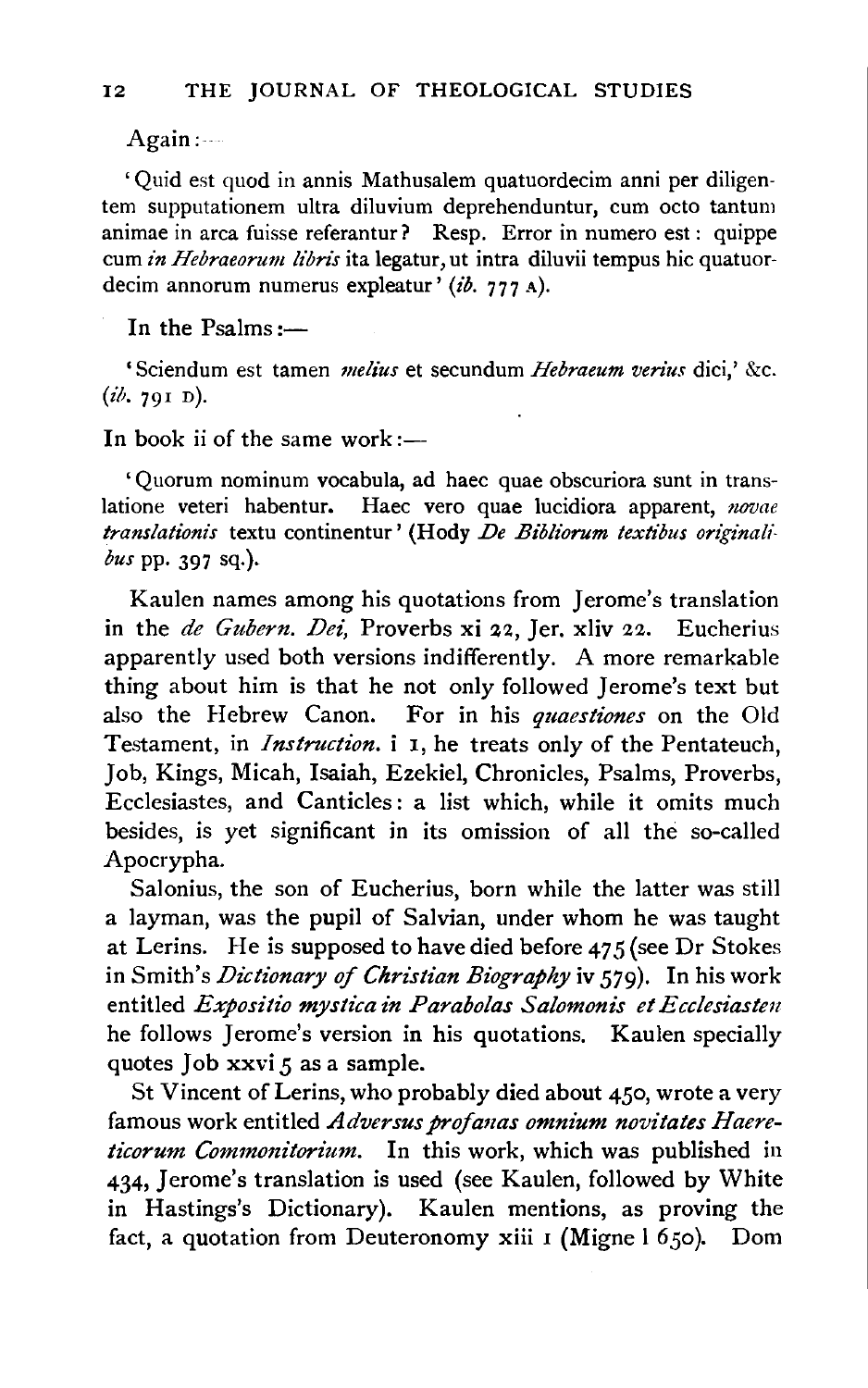Again:—

'Quid est quod in annis Mathusalem quatuordecim anni per diligentem supputationem ultra diluvium deprehenduntur, cum octo tantum animae in arca fuisse referantur? Resp. Error in numero est: quippe cum *in Hebraeorum libris* ita legatur, ut intra diluvii tempus hic quatuordecim annorum numerus expleatur' (*ib.* 777 A).

In the Psalms:—

'Sciendum est tamen *melius* et secundum *Hebraeum verius* dici,' &c. (*ib.* 791 D).

In book ii of the same work:—

'Quorum nominum vocabula, ad haec quae obscuriora sunt in translatione veteri habentur. Haec vero quae lucidiora apparent, *novae translationis* textu continentur' (Hody *De Bibliorum textibus originalibus* pp. 397 sq.).

Kaulen names among his quotations from Jerome's translation in the *de Gubern. Dei,* Proverbs xi 22, Jer. xliv 22. Eucherius apparently used both versions indifferently. A more remarkable thing about him is that he not only followed Jerome's text but also the Hebrew Canon. For in his *quaestiones* on the Old Testament, in *Instruction.* i 1, he treats only of the Pentateuch, Job, Kings, Micah, Isaiah, Ezekiel, Chronicles, Psalms, Proverbs, Ecclesiastes, and Canticles: a list which, while it omits much besides, is yet significant in its omission of all the so-called Apocrypha.

Salonius, the son of Eucherius, born while the latter was still a layman, was the pupil of Salvian, under whom he was taught at Lerins. He is supposed to have died before 475 (see Dr Stokes in Smith's *Dictionary of Christian Biography* iv 579). In his work entitled *Expositio mystica in Parabolas Salomonis et Ecclesiasten* he follows Jerome's version in his quotations. Kaulen specially quotes Job xxvi 5 as a sample.

St Vincent of Lerins, who probably died about 450, wrote a very famous work entitled *Adversus profanas omnium novitates Haereticorum Commonitorium.* In this work, which was published in 434, Jerome's translation is used (see Kaulen, followed by White in Hastings's Dictionary). Kaulen mentions, as proving the fact, a quotation from Deuteronomy xiii 1 (Migne l 650). Dom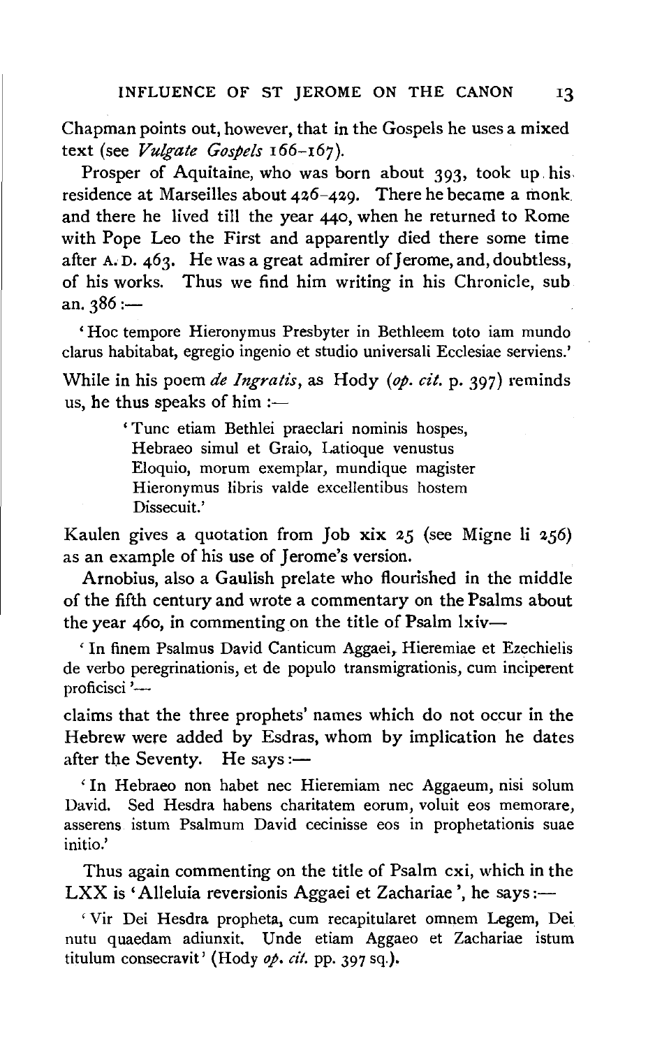Chapman points out, however, that in the Gospels he uses a mixed text (see *Vulgate Gospels* 166–167).

Prosper of Aquitaine, who was born about 393, took up his residence at Marseilles about 426–429. There he became a monk and there he lived till the year 440, when he returned to Rome with Pope Leo the First and apparently died there some time after A. D. 463. He was a great admirer of Jerome, and, doubtless, of his works. Thus we find him writing in his Chronicle, sub an. 386:—

'Hoc tempore Hieronymus Presbyter in Bethleem toto iam mundo clarus habitabat, egregio ingenio et studio universali Ecclesiae serviens.'

While in his poem *de Ingratis*, as Hody (*op. cit.* p. 397) reminds us, he thus speaks of him:—

> 'Tunc etiam Bethlei praeclari nominis hospes,
> Hebraeo simul et Graio, Latioque venustus
> Eloquio, morum exemplar, mundique magister
> Hieronymus libris valde excellentibus hostem
> Dissecuit.'

Kaulen gives a quotation from Job xix 25 (see Migne li 256) as an example of his use of Jerome's version.

Arnobius, also a Gaulish prelate who flourished in the middle of the fifth century and wrote a commentary on the Psalms about the year 460, in commenting on the title of Psalm lxiv—

'In finem Psalmus David Canticum Aggaei, Hieremiae et Ezechielis de verbo peregrinationis, et de populo transmigrationis, cum inciperent proficisci'—

claims that the three prophets' names which do not occur in the Hebrew were added by Esdras, whom by implication he dates after the Seventy. He says:—

'In Hebraeo non habet nec Hieremiam nec Aggaeum, nisi solum David. Sed Hesdra habens charitatem eorum, voluit eos memorare, asserens istum Psalmum David cecinisse eos in prophetationis suae initio.'

Thus again commenting on the title of Psalm cxi, which in the LXX is 'Alleluia reversionis Aggaei et Zachariae', he says:—

'Vir Dei Hesdra propheta, cum recapitularet omnem Legem, Dei nutu quaedam adiunxit. Unde etiam Aggaeo et Zachariae istum titulum consecravit' (Hody *op. cit.* pp. 397 sq.).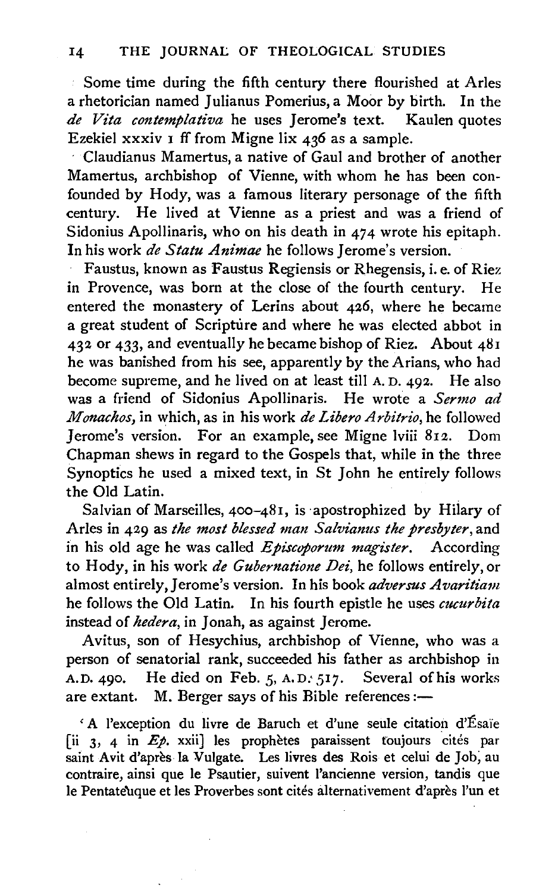Some time during the fifth century there flourished at Arles a rhetorician named Julianus Pomerius, a Moor by birth. In the *de Vita contemplativa* he uses Jerome's text. Kaulen quotes Ezekiel xxxiv 1 ff from Migne lix 436 as a sample.

Claudianus Mamertus, a native of Gaul and brother of another Mamertus, archbishop of Vienne, with whom he has been confounded by Hody, was a famous literary personage of the fifth century. He lived at Vienne as a priest and was a friend of Sidonius Apollinaris, who on his death in 474 wrote his epitaph. In his work *de Statu Animae* he follows Jerome's version.

Faustus, known as Faustus Regiensis or Rhegensis, i. e. of Riez in Provence, was born at the close of the fourth century. He entered the monastery of Lerins about 426, where he became a great student of Scripture and where he was elected abbot in 432 or 433, and eventually he became bishop of Riez. About 481 he was banished from his see, apparently by the Arians, who had become supreme, and he lived on at least till A. D. 492. He also was a friend of Sidonius Apollinaris. He wrote a *Sermo ad Monachos*, in which, as in his work *de Libero Arbitrio*, he followed Jerome's version. For an example, see Migne lviii 812. Dom Chapman shews in regard to the Gospels that, while in the three Synoptics he used a mixed text, in St John he entirely follows the Old Latin.

Salvian of Marseilles, 400–481, is apostrophized by Hilary of Arles in 429 as *the most blessed man Salvianus the presbyter*, and in his old age he was called *Episcoporum magister*. According to Hody, in his work *de Gubernatione Dei*, he follows entirely, or almost entirely, Jerome's version. In his book *adversus Avaritiam* he follows the Old Latin. In his fourth epistle he uses *cucurbita* instead of *hedera*, in Jonah, as against Jerome.

Avitus, son of Hesychius, archbishop of Vienne, who was a person of senatorial rank, succeeded his father as archbishop in A.D. 490. He died on Feb. 5, A.D. 517. Several of his works are extant. M. Berger says of his Bible references:—

'A l'exception du livre de Baruch et d'une seule citation d'Ésaïe [ii 3, 4 in *Ep.* xxii] les prophètes paraissent toujours cités par saint Avit d'après la Vulgate. Les livres des Rois et celui de Job, au contraire, ainsi que le Psautier, suivent l'ancienne version, tandis que le Pentateuque et les Proverbes sont cités alternativement d'après l'un et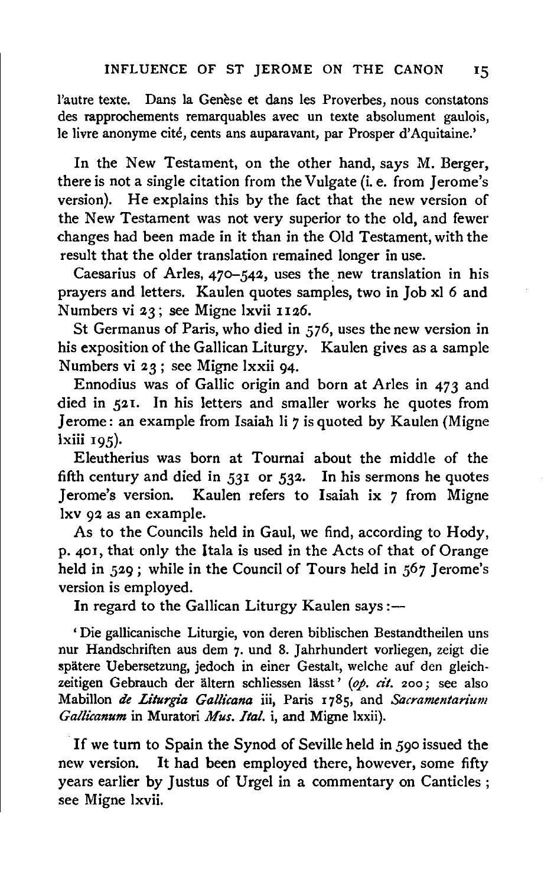l'autre texte. Dans la Genèse et dans les Proverbes, nous constatons des rapprochements remarquables avec un texte absolument gaulois, le livre anonyme cité, cents ans auparavant, par Prosper d'Aquitaine.'

In the New Testament, on the other hand, says M. Berger, there is not a single citation from the Vulgate (i. e. from Jerome's version). He explains this by the fact that the new version of the New Testament was not very superior to the old, and fewer changes had been made in it than in the Old Testament, with the result that the older translation remained longer in use.

Caesarius of Arles, 470–542, uses the new translation in his prayers and letters. Kaulen quotes samples, two in Job xl 6 and Numbers vi 23; see Migne lxvii 1126.

St Germanus of Paris, who died in 576, uses the new version in his exposition of the Gallican Liturgy. Kaulen gives as a sample Numbers vi 23; see Migne lxxii 94.

Ennodius was of Gallic origin and born at Arles in 473 and died in 521. In his letters and smaller works he quotes from Jerome: an example from Isaiah li 7 is quoted by Kaulen (Migne lxiii 195).

Eleutherius was born at Tournai about the middle of the fifth century and died in 531 or 532. In his sermons he quotes Jerome's version. Kaulen refers to Isaiah ix 7 from Migne lxv 92 as an example.

As to the Councils held in Gaul, we find, according to Hody, p. 401, that only the Itala is used in the Acts of that of Orange held in 529; while in the Council of Tours held in 567 Jerome's version is employed.

In regard to the Gallican Liturgy Kaulen says:—

'Die gallicanische Liturgie, von deren biblischen Bestandtheilen uns nur Handschriften aus dem 7. und 8. Jahrhundert vorliegen, zeigt die spätere Uebersetzung, jedoch in einer Gestalt, welche auf den gleichzeitigen Gebrauch der ältern schliessen lässt' (*op. cit.* 200; see also Mabillon *de Liturgia Gallicana* iii, Paris 1785, and *Sacramentarium Gallicanum* in Muratori *Mus. Ital.* i, and Migne lxxii).

If we turn to Spain the Synod of Seville held in 590 issued the new version. It had been employed there, however, some fifty years earlier by Justus of Urgel in a commentary on Canticles; see Migne lxvii.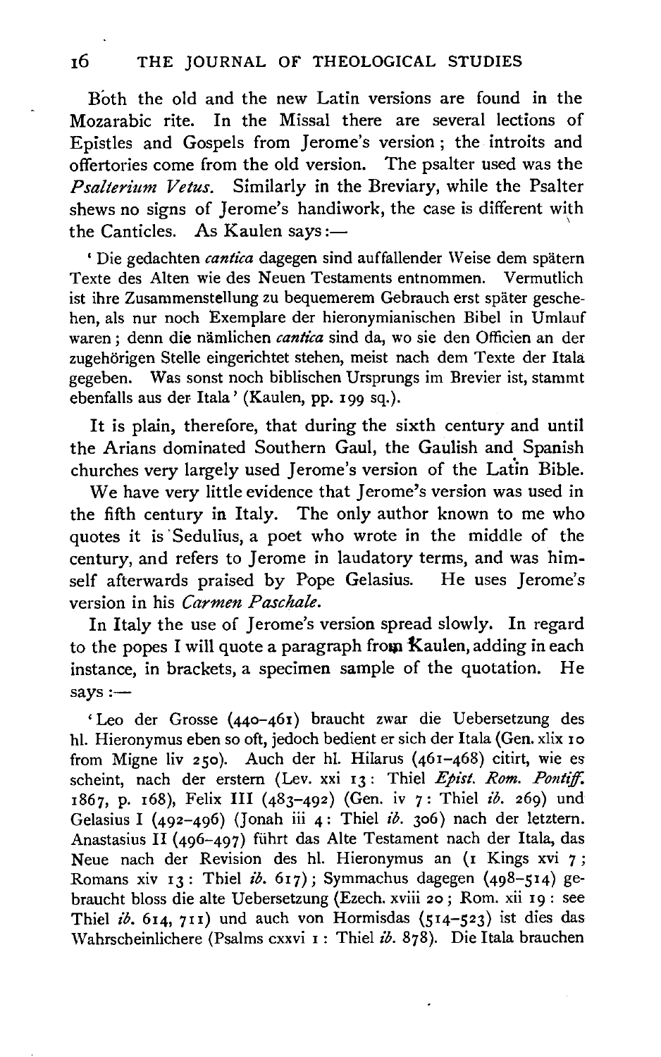Both the old and the new Latin versions are found in the Mozarabic rite. In the Missal there are several lections of Epistles and Gospels from Jerome's version; the introits and offertories come from the old version. The psalter used was the *Psalterium Vetus*. Similarly in the Breviary, while the Psalter shews no signs of Jerome's handiwork, the case is different with the Canticles. As Kaulen says:—

> 'Die gedachten *cantica* dagegen sind auffallender Weise dem spätern Texte des Alten wie des Neuen Testaments entnommen. Vermutlich ist ihre Zusammenstellung zu bequemerem Gebrauch erst später geschehen, als nur noch Exemplare der hieronymianischen Bibel in Umlauf waren; denn die nämlichen *cantica* sind da, wo sie den Officien an der zugehörigen Stelle eingerichtet stehen, meist nach dem Texte der Itala gegeben. Was sonst noch biblischen Ursprungs im Brevier ist, stammt ebenfalls aus der Itala' (Kaulen, pp. 199 sq.).

It is plain, therefore, that during the sixth century and until the Arians dominated Southern Gaul, the Gaulish and Spanish churches very largely used Jerome's version of the Latin Bible.

We have very little evidence that Jerome's version was used in the fifth century in Italy. The only author known to me who quotes it is Sedulius, a poet who wrote in the middle of the century, and refers to Jerome in laudatory terms, and was himself afterwards praised by Pope Gelasius. He uses Jerome's version in his *Carmen Paschale*.

In Italy the use of Jerome's version spread slowly. In regard to the popes I will quote a paragraph from Kaulen, adding in each instance, in brackets, a specimen sample of the quotation. He says:—

> 'Leo der Grosse (440–461) braucht zwar die Uebersetzung des hl. Hieronymus eben so oft, jedoch bedient er sich der Itala (Gen. xlix 10 from Migne liv 250). Auch der hl. Hilarus (461–468) citirt, wie es scheint, nach der erstern (Lev. xxi 13: Thiel *Epist. Rom. Pontiff.* 1867, p. 168), Felix III (483–492) (Gen. iv 7: Thiel *ib.* 269) und Gelasius I (492–496) (Jonah iii 4: Thiel *ib.* 306) nach der letztern. Anastasius II (496–497) führt das Alte Testament nach der Itala, das Neue nach der Revision des hl. Hieronymus an (1 Kings xvi 7; Romans xiv 13: Thiel *ib.* 617); Symmachus dagegen (498–514) gebraucht bloss die alte Uebersetzung (Ezech. xviii 20; Rom. xii 19: see Thiel *ib.* 614, 711) und auch von Hormisdas (514–523) ist dies das Wahrscheinlichere (Psalms cxxvi 1: Thiel *ib.* 878). Die Itala brauchen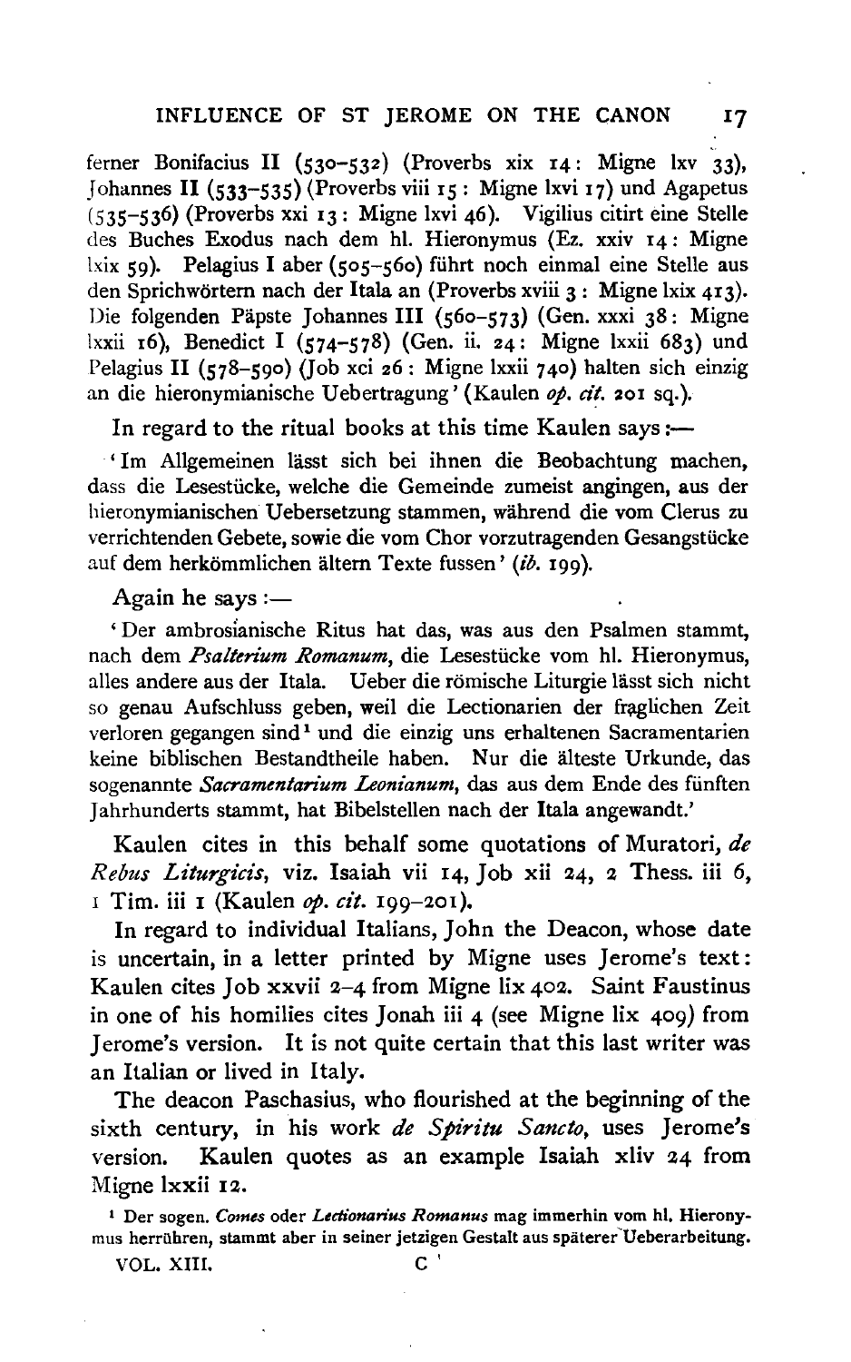ferner Bonifacius II (530–532) (Proverbs xix 14: Migne lxv 33), Johannes II (533–535) (Proverbs viii 15: Migne lxvi 17) und Agapetus (535–536) (Proverbs xxi 13: Migne lxvi 46). Vigilius citirt eine Stelle des Buches Exodus nach dem hl. Hieronymus (Ez. xxiv 14: Migne lxix 59). Pelagius I aber (505–560) führt noch einmal eine Stelle aus den Sprichwörtern nach der Itala an (Proverbs xviii 3: Migne lxix 413). Die folgenden Päpste Johannes III (560–573) (Gen. xxxi 38: Migne lxxii 16), Benedict I (574–578) (Gen. ii. 24: Migne lxxii 683) und Pelagius II (578–590) (Job xci 26: Migne lxxii 740) halten sich einzig an die hieronymianische Uebertragung' (Kaulen *op. cit.* 201 sq.).

In regard to the ritual books at this time Kaulen says:—

'Im Allgemeinen lässt sich bei ihnen die Beobachtung machen, dass die Lesestücke, welche die Gemeinde zumeist angingen, aus der hieronymianischen Uebersetzung stammen, während die vom Clerus zu verrichtenden Gebete, sowie die vom Chor vorzutragenden Gesangstücke auf dem herkömmlichen ältern Texte fussen' (*ib.* 199).

Again he says:—

'Der ambrosianische Ritus hat das, was aus den Psalmen stammt, nach dem *Psalterium Romanum*, die Lesestücke vom hl. Hieronymus, alles andere aus der Itala. Ueber die römische Liturgie lässt sich nicht so genau Aufschluss geben, weil die Lectionarien der fraglichen Zeit verloren gegangen sind[1] und die einzig uns erhaltenen Sacramentarien keine biblischen Bestandtheile haben. Nur die älteste Urkunde, das sogenannte *Sacramentarium Leonianum*, das aus dem Ende des fünften Jahrhunderts stammt, hat Bibelstellen nach der Itala angewandt.'

Kaulen cites in this behalf some quotations of Muratori, *de Rebus Liturgicis*, viz. Isaiah vii 14, Job xii 24, 2 Thess. iii 6, 1 Tim. iii 1 (Kaulen *op. cit.* 199–201).

In regard to individual Italians, John the Deacon, whose date is uncertain, in a letter printed by Migne uses Jerome's text: Kaulen cites Job xxvii 2–4 from Migne lix 402. Saint Faustinus in one of his homilies cites Jonah iii 4 (see Migne lix 409) from Jerome's version. It is not quite certain that this last writer was an Italian or lived in Italy.

The deacon Paschasius, who flourished at the beginning of the sixth century, in his work *de Spiritu Sancto*, uses Jerome's version. Kaulen quotes as an example Isaiah xliv 24 from Migne lxxii 12.

[1] Der sogen. *Comes* oder *Lectionarius Romanus* mag immerhin vom hl. Hieronymus herrühren, stammt aber in seiner jetzigen Gestalt aus späterer Ueberarbeitung.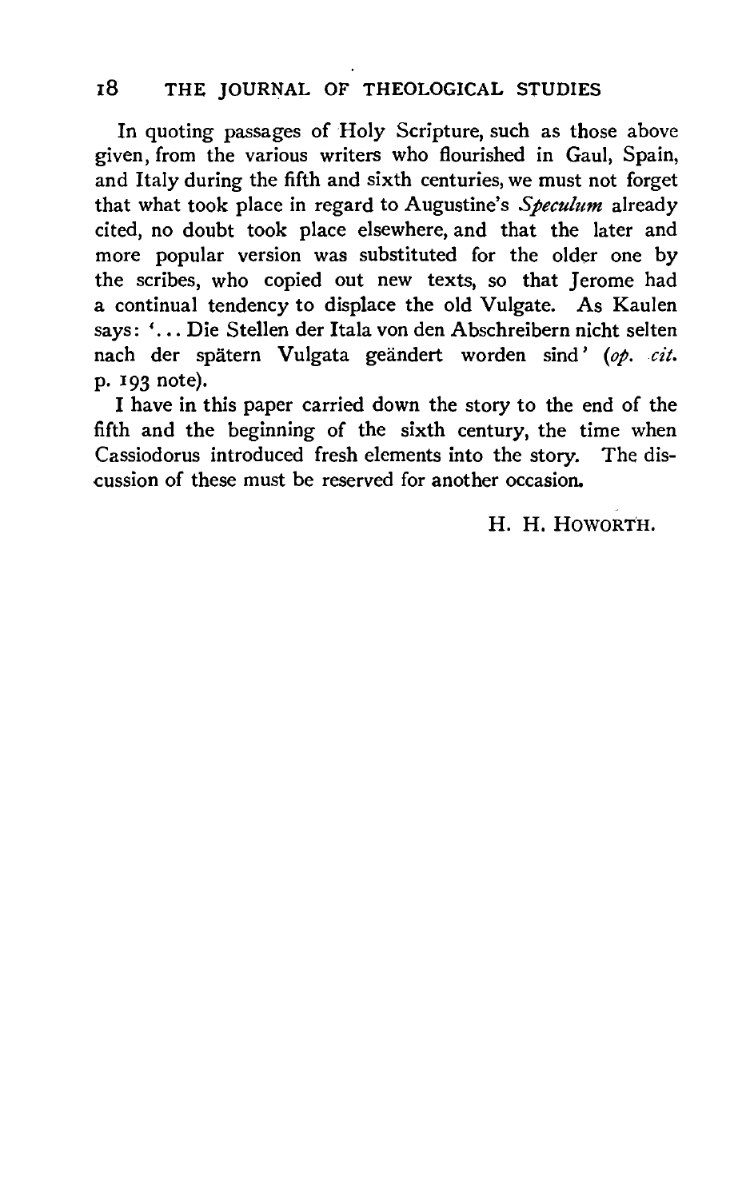In quoting passages of Holy Scripture, such as those above given, from the various writers who flourished in Gaul, Spain, and Italy during the fifth and sixth centuries, we must not forget that what took place in regard to Augustine's *Speculum* already cited, no doubt took place elsewhere, and that the later and more popular version was substituted for the older one by the scribes, who copied out new texts, so that Jerome had a continual tendency to displace the old Vulgate. As Kaulen says: '... Die Stellen der Itala von den Abschreibern nicht selten nach der spätern Vulgata geändert worden sind' (*op. cit.* p. 193 note).

I have in this paper carried down the story to the end of the fifth and the beginning of the sixth century, the time when Cassiodorus introduced fresh elements into the story. The discussion of these must be reserved for another occasion.

H. H. HOWORTH.